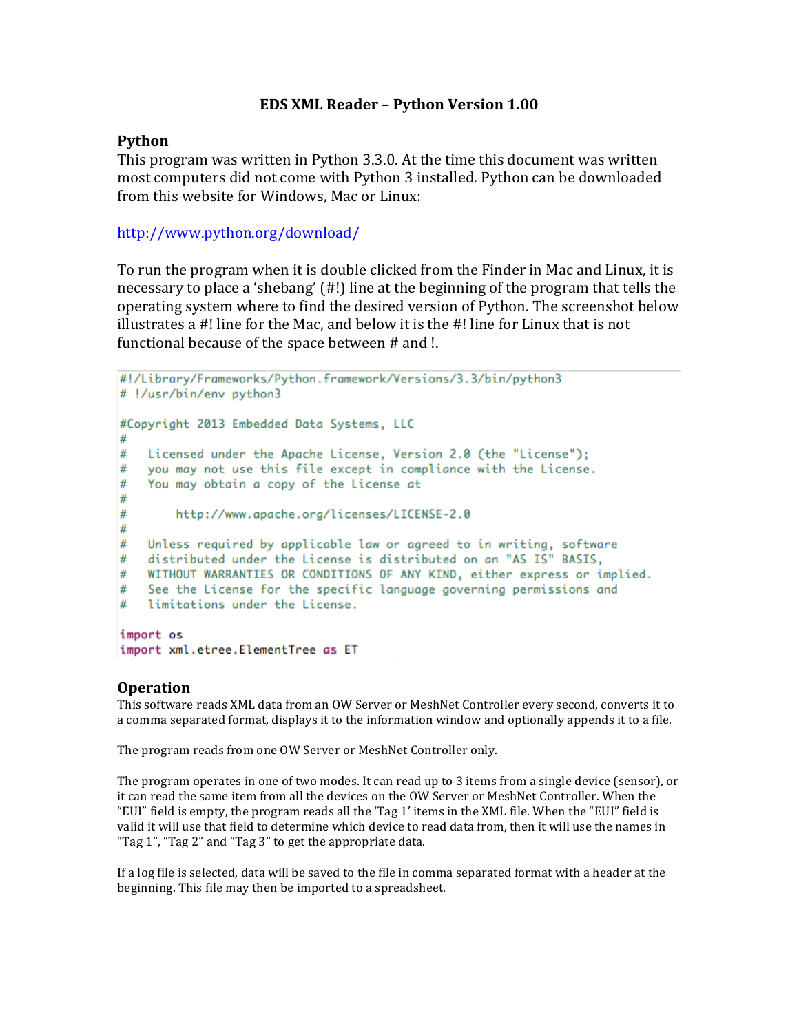# EDS XML Reader – Python Version 1.00

## Python

This program was written in Python 3.3.0. At the time this document was written most computers did not come with Python 3 installed. Python can be downloaded from this website for Windows, Mac or Linux:

http://www.python.org/download/

To run the program when it is double clicked from the Finder in Mac and Linux, it is necessary to place a 'shebang' (#!) line at the beginning of the program that tells the operating system where to find the desired version of Python. The screenshot below illustrates a #! line for the Mac, and below it is the #! line for Linux that is not functional because of the space between # and !.

```
#!/Library/Frameworks/Python.framework/Versions/3.3/bin/python3
# !/usr/bin/env python3

#Copyright 2013 Embedded Data Systems, LLC
#
#   Licensed under the Apache License, Version 2.0 (the "License");
#   you may not use this file except in compliance with the License.
#   You may obtain a copy of the License at
#
#       http://www.apache.org/licenses/LICENSE-2.0
#
#   Unless required by applicable law or agreed to in writing, software
#   distributed under the License is distributed on an "AS IS" BASIS,
#   WITHOUT WARRANTIES OR CONDITIONS OF ANY KIND, either express or implied.
#   See the License for the specific language governing permissions and
#   limitations under the License.

import os
import xml.etree.ElementTree as ET
```

## Operation

This software reads XML data from an OW Server or MeshNet Controller every second, converts it to a comma separated format, displays it to the information window and optionally appends it to a file.

The program reads from one OW Server or MeshNet Controller only.

The program operates in one of two modes. It can read up to 3 items from a single device (sensor), or it can read the same item from all the devices on the OW Server or MeshNet Controller. When the "EUI" field is empty, the program reads all the 'Tag 1' items in the XML file. When the "EUI" field is valid it will use that field to determine which device to read data from, then it will use the names in "Tag 1", "Tag 2" and "Tag 3" to get the appropriate data.

If a log file is selected, data will be saved to the file in comma separated format with a header at the beginning. This file may then be imported to a spreadsheet.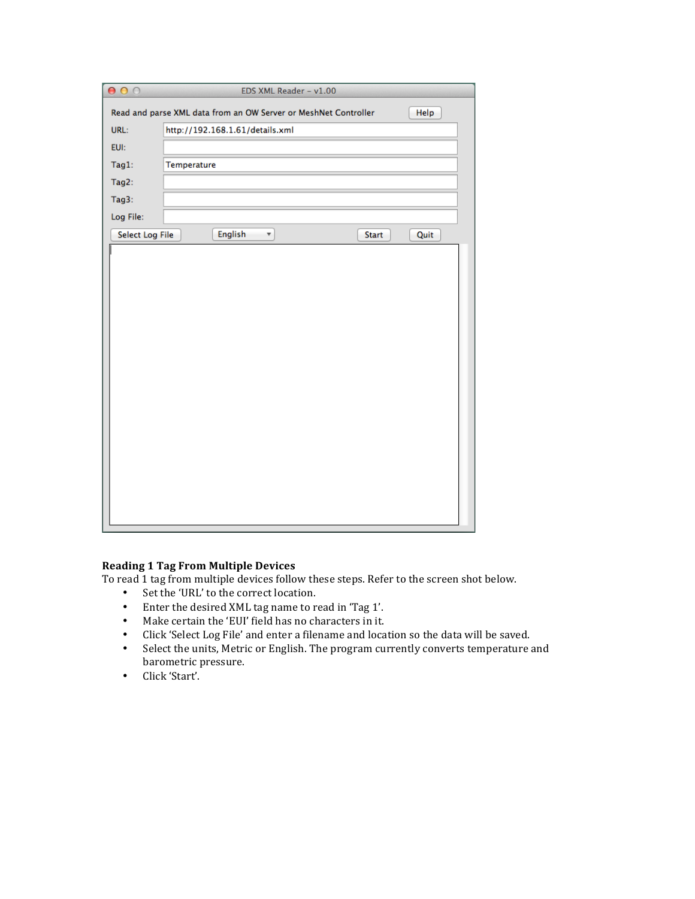EDS XML Reader – v1.00

Read and parse XML data from an OW Server or MeshNet Controller [Help]

URL: http://192.168.1.61/details.xml

EUI:

Tag1: Temperature

Tag2:

Tag3:

Log File:

[Select Log File] [English] [Start] [Quit]

**Reading 1 Tag From Multiple Devices**

To read 1 tag from multiple devices follow these steps. Refer to the screen shot below.

- Set the 'URL' to the correct location.
- Enter the desired XML tag name to read in 'Tag 1'.
- Make certain the 'EUI' field has no characters in it.
- Click 'Select Log File' and enter a filename and location so the data will be saved.
- Select the units, Metric or English. The program currently converts temperature and barometric pressure.
- Click 'Start'.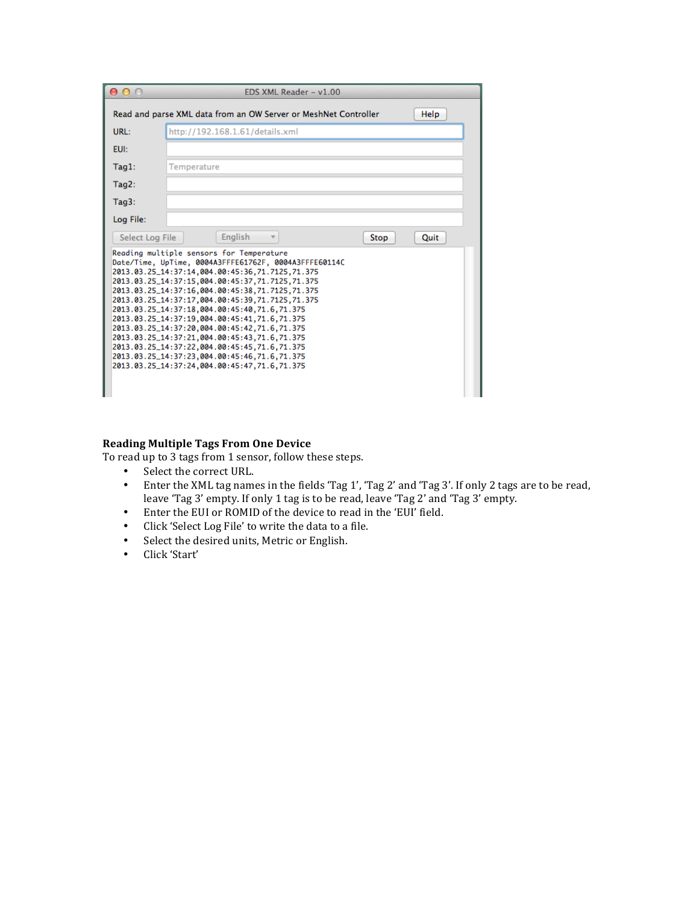EDS XML Reader – v1.00

Read and parse XML data from an OW Server or MeshNet Controller

URL: http://192.168.1.61/details.xml

EUI:

Tag1: Temperature

Tag2:

Tag3:

Log File:

```
Reading multiple sensors for Temperature
Date/Time, UpTime, 0004A3FFFE61762F, 0004A3FFFE60114C
2013.03.25_14:37:14,004.00:45:36,71.7125,71.375
2013.03.25_14:37:15,004.00:45:37,71.7125,71.375
2013.03.25_14:37:16,004.00:45:38,71.7125,71.375
2013.03.25_14:37:17,004.00:45:39,71.7125,71.375
2013.03.25_14:37:18,004.00:45:40,71.6,71.375
2013.03.25_14:37:19,004.00:45:41,71.6,71.375
2013.03.25_14:37:20,004.00:45:42,71.6,71.375
2013.03.25_14:37:21,004.00:45:43,71.6,71.375
2013.03.25_14:37:22,004.00:45:45,71.6,71.375
2013.03.25_14:37:23,004.00:45:46,71.6,71.375
2013.03.25_14:37:24,004.00:45:47,71.6,71.375
```

**Reading Multiple Tags From One Device**

To read up to 3 tags from 1 sensor, follow these steps.

- Select the correct URL.
- Enter the XML tag names in the fields 'Tag 1', 'Tag 2' and 'Tag 3'. If only 2 tags are to be read, leave 'Tag 3' empty. If only 1 tag is to be read, leave 'Tag 2' and 'Tag 3' empty.
- Enter the EUI or ROMID of the device to read in the 'EUI' field.
- Click 'Select Log File' to write the data to a file.
- Select the desired units, Metric or English.
- Click 'Start'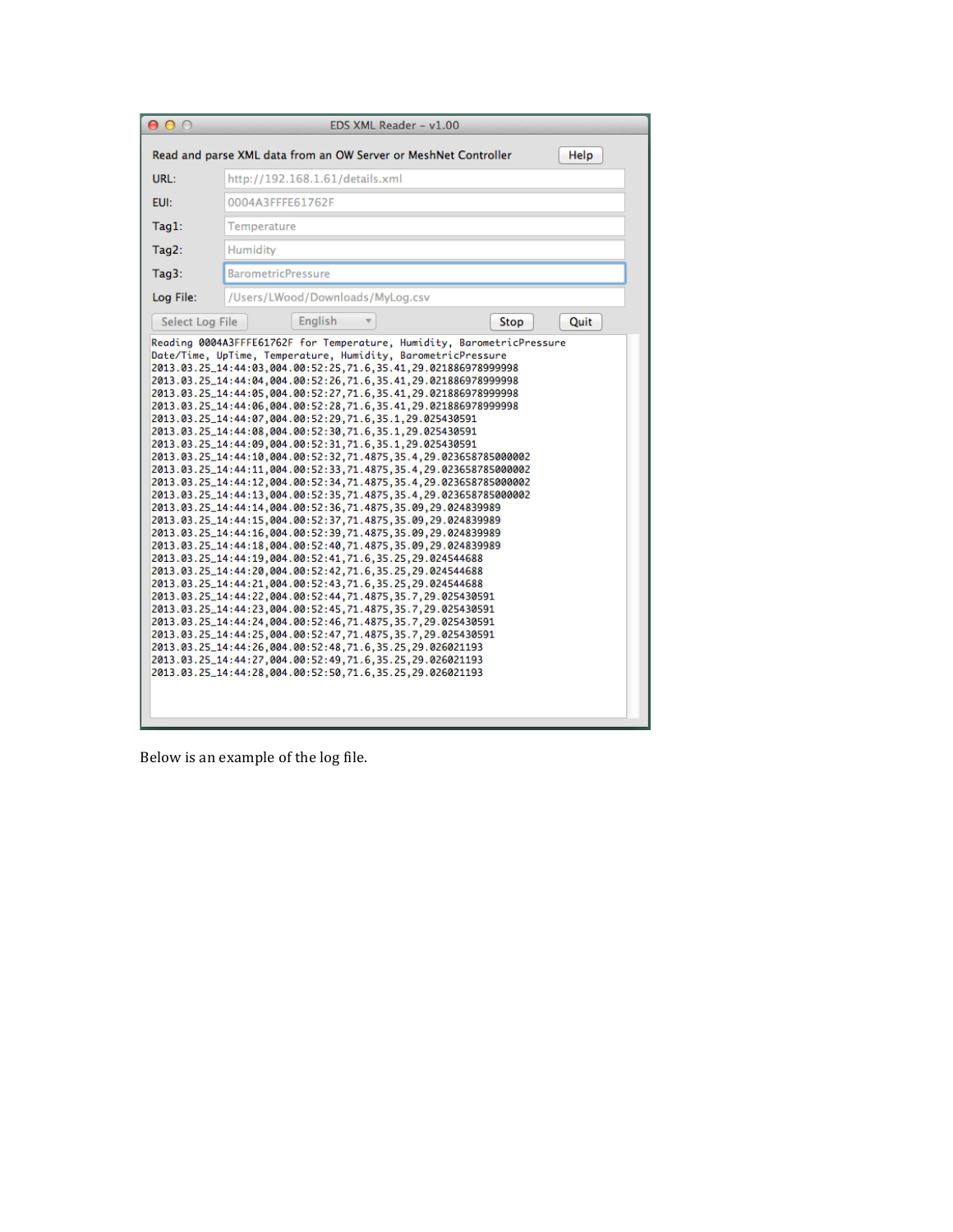EDS XML Reader – v1.00

Read and parse XML data from an OW Server or MeshNet Controller [Help]

URL: http://192.168.1.61/details.xml

EUI: 0004A3FFFE61762F

Tag1: Temperature

Tag2: Humidity

Tag3: BarometricPressure

Log File: /Users/LWood/Downloads/MyLog.csv

[Select Log File] [English] [Stop] [Quit]

```
Reading 0004A3FFFE61762F for Temperature, Humidity, BarometricPressure
Date/Time, UpTime, Temperature, Humidity, BarometricPressure
2013.03.25_14:44:03,004.00:52:25,71.6,35.41,29.021886978999998
2013.03.25_14:44:04,004.00:52:26,71.6,35.41,29.021886978999998
2013.03.25_14:44:05,004.00:52:27,71.6,35.41,29.021886978999998
2013.03.25_14:44:06,004.00:52:28,71.6,35.41,29.021886978999998
2013.03.25_14:44:07,004.00:52:29,71.6,35.1,29.025430591
2013.03.25_14:44:08,004.00:52:30,71.6,35.1,29.025430591
2013.03.25_14:44:09,004.00:52:31,71.6,35.1,29.025430591
2013.03.25_14:44:10,004.00:52:32,71.4875,35.4,29.023658785000002
2013.03.25_14:44:11,004.00:52:33,71.4875,35.4,29.023658785000002
2013.03.25_14:44:12,004.00:52:34,71.4875,35.4,29.023658785000002
2013.03.25_14:44:13,004.00:52:35,71.4875,35.4,29.023658785000002
2013.03.25_14:44:14,004.00:52:36,71.4875,35.09,29.024839989
2013.03.25_14:44:15,004.00:52:37,71.4875,35.09,29.024839989
2013.03.25_14:44:16,004.00:52:39,71.4875,35.09,29.024839989
2013.03.25_14:44:18,004.00:52:40,71.4875,35.09,29.024839989
2013.03.25_14:44:19,004.00:52:41,71.6,35.25,29.024544688
2013.03.25_14:44:20,004.00:52:42,71.6,35.25,29.024544688
2013.03.25_14:44:21,004.00:52:43,71.6,35.25,29.024544688
2013.03.25_14:44:22,004.00:52:44,71.4875,35.7,29.025430591
2013.03.25_14:44:23,004.00:52:45,71.4875,35.7,29.025430591
2013.03.25_14:44:24,004.00:52:46,71.4875,35.7,29.025430591
2013.03.25_14:44:25,004.00:52:47,71.4875,35.7,29.025430591
2013.03.25_14:44:26,004.00:52:48,71.6,35.25,29.026021193
2013.03.25_14:44:27,004.00:52:49,71.6,35.25,29.026021193
2013.03.25_14:44:28,004.00:52:50,71.6,35.25,29.026021193
```

Below is an example of the log file.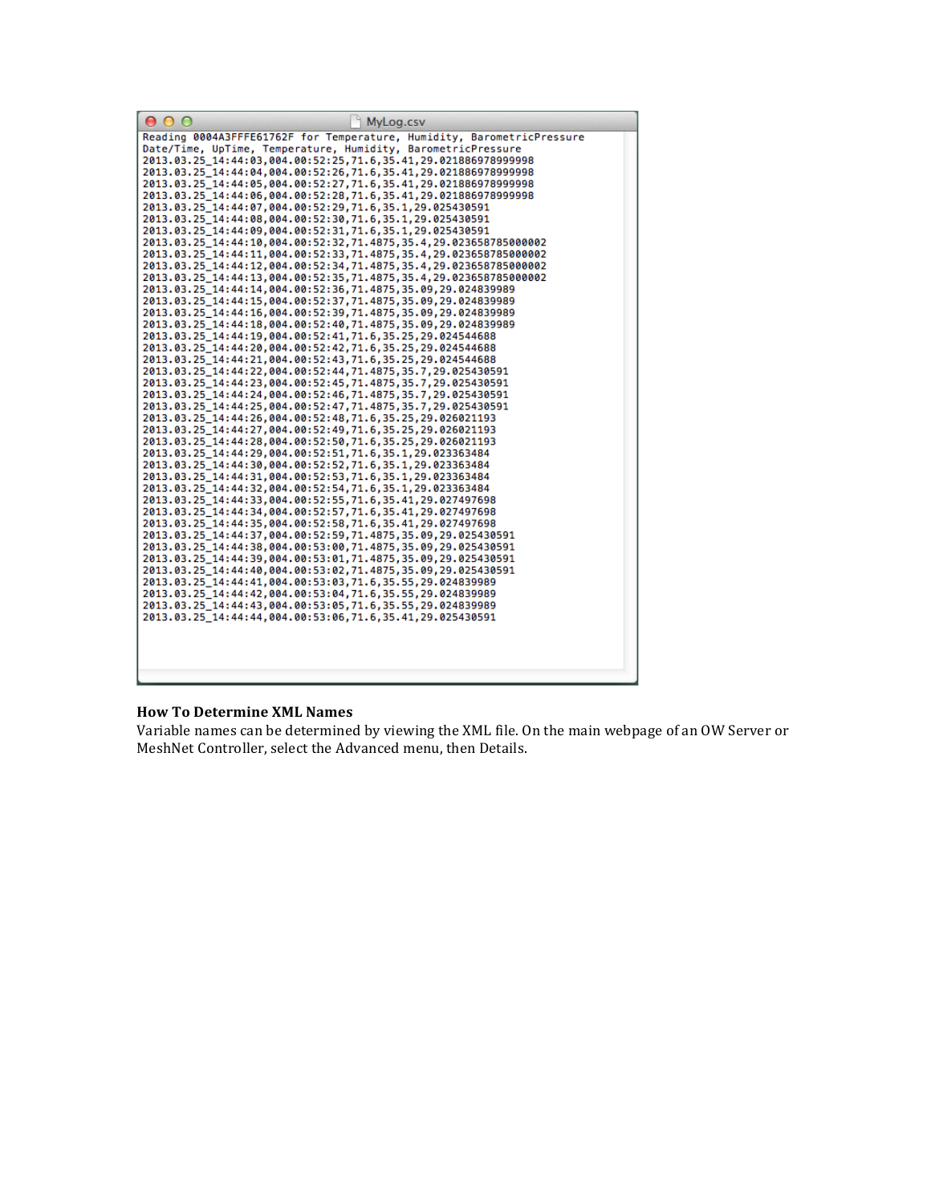MyLog.csv

```
Reading 0004A3FFFE61762F for Temperature, Humidity, BarometricPressure
Date/Time, UpTime, Temperature, Humidity, BarometricPressure
2013.03.25_14:44:03,004.00:52:25,71.6,35.41,29.021886978999998
2013.03.25_14:44:04,004.00:52:26,71.6,35.41,29.021886978999998
2013.03.25_14:44:05,004.00:52:27,71.6,35.41,29.021886978999998
2013.03.25_14:44:06,004.00:52:28,71.6,35.41,29.021886978999998
2013.03.25_14:44:07,004.00:52:29,71.6,35.1,29.025430591
2013.03.25_14:44:08,004.00:52:30,71.6,35.1,29.025430591
2013.03.25_14:44:09,004.00:52:31,71.6,35.1,29.025430591
2013.03.25_14:44:10,004.00:52:32,71.4875,35.4,29.023658785000002
2013.03.25_14:44:11,004.00:52:33,71.4875,35.4,29.023658785000002
2013.03.25_14:44:12,004.00:52:34,71.4875,35.4,29.023658785000002
2013.03.25_14:44:13,004.00:52:35,71.4875,35.4,29.023658785000002
2013.03.25_14:44:14,004.00:52:36,71.4875,35.09,29.024839989
2013.03.25_14:44:15,004.00:52:37,71.4875,35.09,29.024839989
2013.03.25_14:44:16,004.00:52:39,71.4875,35.09,29.024839989
2013.03.25_14:44:18,004.00:52:40,71.4875,35.09,29.024839989
2013.03.25_14:44:19,004.00:52:41,71.6,35.25,29.024544688
2013.03.25_14:44:20,004.00:52:42,71.6,35.25,29.024544688
2013.03.25_14:44:21,004.00:52:43,71.6,35.25,29.024544688
2013.03.25_14:44:22,004.00:52:44,71.4875,35.7,29.025430591
2013.03.25_14:44:23,004.00:52:45,71.4875,35.7,29.025430591
2013.03.25_14:44:24,004.00:52:46,71.4875,35.7,29.025430591
2013.03.25_14:44:25,004.00:52:47,71.4875,35.7,29.025430591
2013.03.25_14:44:26,004.00:52:48,71.6,35.25,29.026021193
2013.03.25_14:44:27,004.00:52:49,71.6,35.25,29.026021193
2013.03.25_14:44:28,004.00:52:50,71.6,35.25,29.026021193
2013.03.25_14:44:29,004.00:52:51,71.6,35.1,29.023363484
2013.03.25_14:44:30,004.00:52:52,71.6,35.1,29.023363484
2013.03.25_14:44:31,004.00:52:53,71.6,35.1,29.023363484
2013.03.25_14:44:32,004.00:52:54,71.6,35.1,29.023363484
2013.03.25_14:44:33,004.00:52:55,71.6,35.41,29.027497698
2013.03.25_14:44:34,004.00:52:57,71.6,35.41,29.027497698
2013.03.25_14:44:35,004.00:52:58,71.6,35.41,29.027497698
2013.03.25_14:44:37,004.00:52:59,71.4875,35.09,29.025430591
2013.03.25_14:44:38,004.00:53:00,71.4875,35.09,29.025430591
2013.03.25_14:44:39,004.00:53:01,71.4875,35.09,29.025430591
2013.03.25_14:44:40,004.00:53:02,71.4875,35.09,29.025430591
2013.03.25_14:44:41,004.00:53:03,71.6,35.55,29.024839989
2013.03.25_14:44:42,004.00:53:04,71.6,35.55,29.024839989
2013.03.25_14:44:43,004.00:53:05,71.6,35.55,29.024839989
2013.03.25_14:44:44,004.00:53:06,71.6,35.41,29.025430591
```

**How To Determine XML Names**

Variable names can be determined by viewing the XML file. On the main webpage of an OW Server or MeshNet Controller, select the Advanced menu, then Details.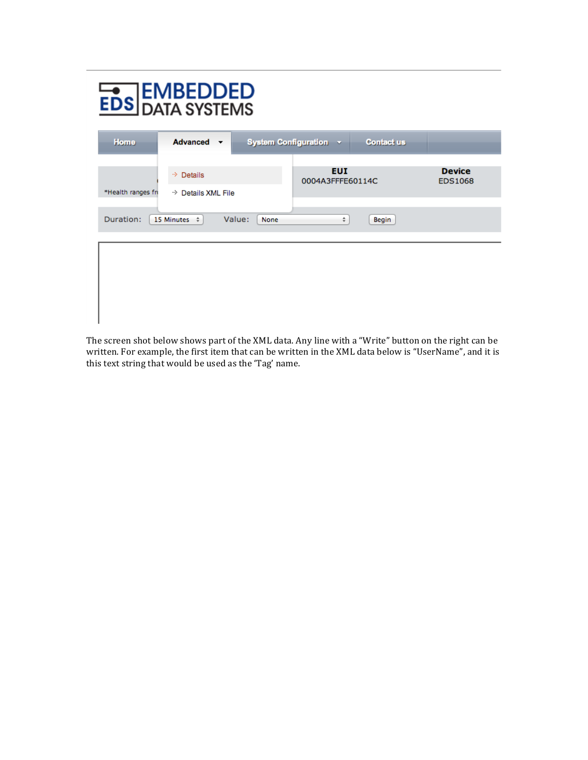The screen shot below shows part of the XML data. Any line with a "Write" button on the right can be written. For example, the first item that can be written in the XML data below is "UserName", and it is this text string that would be used as the 'Tag' name.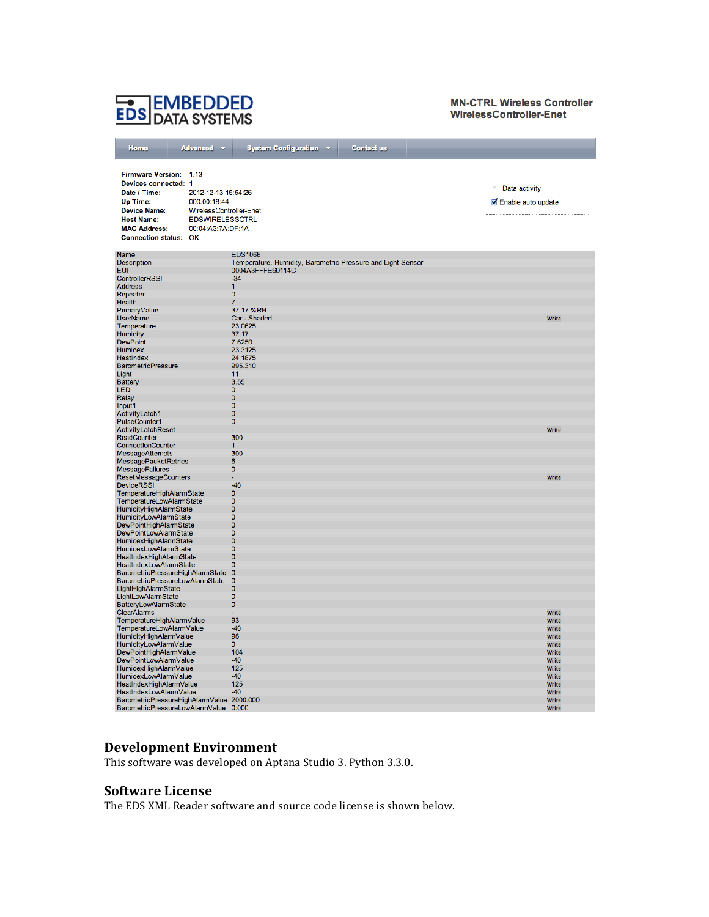EDS EMBEDDED DATA SYSTEMS

**MN-CTRL Wireless Controller**
**WirelessController-Enet**

Home | Advanced | System Configuration | Contact us

**Firmware Version:** 1.13
**Devices connected:** 1
**Date / Time:** 2012-12-13 15:54:26
**Up Time:** 000.00:18:44
**Device Name:** WirelessController-Enet
**Host Name:** EDSWIRELESSCTRL
**MAC Address:** 00:04:A3:7A:DF:1A
**Connection status:** OK

Data activity
☑ Enable auto update

| Name | EDS1068 | |
|---|---|---|
| Description | Temperature, Humidity, Barometric Pressure and Light Sensor | |
| EUI | 0004A3FFFE60114C | |
| ControllerRSSI | -34 | |
| Address | 1 | |
| Repeater | 0 | |
| Health | 7 | |
| PrimaryValue | 37.17 %RH | |
| UserName | Car - Shaded | Write |
| Temperature | 23.0625 | |
| Humidity | 37.17 | |
| DewPoint | 7.6250 | |
| Humidex | 23.3125 | |
| HeatIndex | 24.1875 | |
| BarometricPressure | 995.310 | |
| Light | 11 | |
| Battery | 3.55 | |
| LED | 0 | |
| Relay | 0 | |
| Input1 | 0 | |
| ActivityLatch1 | 0 | |
| PulseCounter1 | 0 | |
| ActivityLatchReset | - | Write |
| ReadCounter | 300 | |
| ConnectionCounter | 1 | |
| MessageAttempts | 300 | |
| MessagePacketRetries | 6 | |
| MessageFailures | 0 | |
| ResetMessageCounters | - | Write |
| DeviceRSSI | -40 | |
| TemperatureHighAlarmState | 0 | |
| TemperatureLowAlarmState | 0 | |
| HumidityHighAlarmState | 0 | |
| HumidityLowAlarmState | 0 | |
| DewPointHighAlarmState | 0 | |
| DewPointLowAlarmState | 0 | |
| HumidexHighAlarmState | 0 | |
| HumidexLowAlarmState | 0 | |
| HeatIndexHighAlarmState | 0 | |
| HeatIndexLowAlarmState | 0 | |
| BarometricPressureHighAlarmState | 0 | |
| BarometricPressureLowAlarmState | 0 | |
| LightHighAlarmState | 0 | |
| LightLowAlarmState | 0 | |
| BatteryLowAlarmState | 0 | |
| ClearAlarms | - | Write |
| TemperatureHighAlarmValue | 93 | Write |
| TemperatureLowAlarmValue | -40 | Write |
| HumidityHighAlarmValue | 96 | Write |
| HumidityLowAlarmValue | 0 | Write |
| DewPointHighAlarmValue | 104 | Write |
| DewPointLowAlarmValue | -40 | Write |
| HumidexHighAlarmValue | 125 | Write |
| HumidexLowAlarmValue | -40 | Write |
| HeatIndexHighAlarmValue | 125 | Write |
| HeatIndexLowAlarmValue | -40 | Write |
| BarometricPressureHighAlarmValue | 2000.000 | Write |
| BarometricPressureLowAlarmValue | 0.000 | Write |

## Development Environment

This software was developed on Aptana Studio 3. Python 3.3.0.

## Software License

The EDS XML Reader software and source code license is shown below.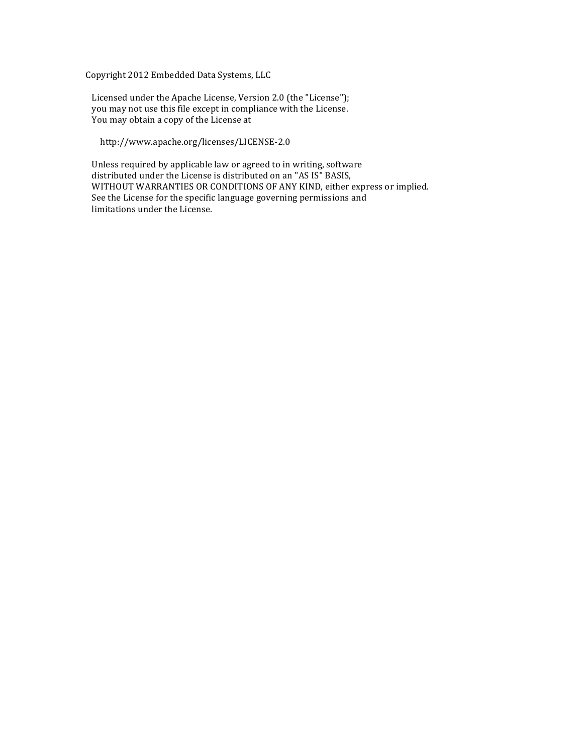Copyright 2012 Embedded Data Systems, LLC

Licensed under the Apache License, Version 2.0 (the "License");
you may not use this file except in compliance with the License.
You may obtain a copy of the License at

http://www.apache.org/licenses/LICENSE-2.0

Unless required by applicable law or agreed to in writing, software
distributed under the License is distributed on an "AS IS" BASIS,
WITHOUT WARRANTIES OR CONDITIONS OF ANY KIND, either express or implied.
See the License for the specific language governing permissions and
limitations under the License.